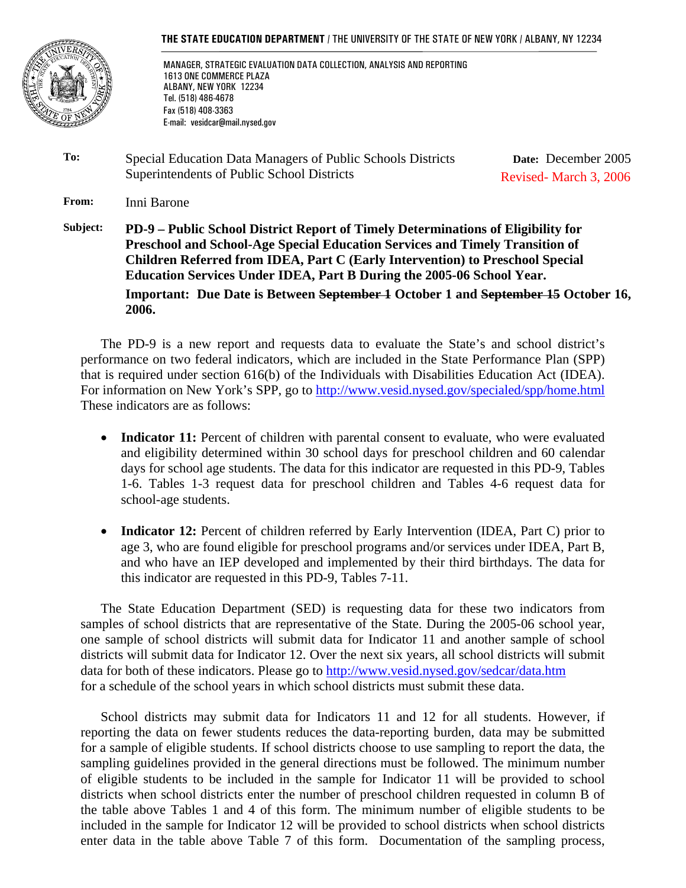THE STATE EDUCATION DEPARTMENT / THE UNIVERSITY OF THE STATE OF NEW YORK / ALBANY, NY 12234

MANAGER, STRATEGIC EVALUATION DATA COLLECTION, ANALYSIS AND REPORTING
1613 ONE COMMERCE PLAZA
ALBANY, NEW YORK 12234
Tel. (518) 486-4678
Fax (518) 408-3363
E-mail: vesidcar@mail.nysed.gov

**To:** Special Education Data Managers of Public Schools Districts
Superintendents of Public School Districts

**Date:** December 2005
Revised- March 3, 2006

**From:** Inni Barone

**Subject:** **PD-9 – Public School District Report of Timely Determinations of Eligibility for Preschool and School-Age Special Education Services and Timely Transition of Children Referred from IDEA, Part C (Early Intervention) to Preschool Special Education Services Under IDEA, Part B During the 2005-06 School Year.**

**Important: Due Date is Between ~~September 1~~ October 1 and ~~September 15~~ October 16, 2006.**

The PD-9 is a new report and requests data to evaluate the State's and school district's performance on two federal indicators, which are included in the State Performance Plan (SPP) that is required under section 616(b) of the Individuals with Disabilities Education Act (IDEA). For information on New York's SPP, go to http://www.vesid.nysed.gov/specialed/spp/home.html These indicators are as follows:

- **Indicator 11:** Percent of children with parental consent to evaluate, who were evaluated and eligibility determined within 30 school days for preschool children and 60 calendar days for school age students. The data for this indicator are requested in this PD-9, Tables 1-6. Tables 1-3 request data for preschool children and Tables 4-6 request data for school-age students.

- **Indicator 12:** Percent of children referred by Early Intervention (IDEA, Part C) prior to age 3, who are found eligible for preschool programs and/or services under IDEA, Part B, and who have an IEP developed and implemented by their third birthdays. The data for this indicator are requested in this PD-9, Tables 7-11.

The State Education Department (SED) is requesting data for these two indicators from samples of school districts that are representative of the State. During the 2005-06 school year, one sample of school districts will submit data for Indicator 11 and another sample of school districts will submit data for Indicator 12. Over the next six years, all school districts will submit data for both of these indicators. Please go to http://www.vesid.nysed.gov/sedcar/data.htm for a schedule of the school years in which school districts must submit these data.

School districts may submit data for Indicators 11 and 12 for all students. However, if reporting the data on fewer students reduces the data-reporting burden, data may be submitted for a sample of eligible students. If school districts choose to use sampling to report the data, the sampling guidelines provided in the general directions must be followed. The minimum number of eligible students to be included in the sample for Indicator 11 will be provided to school districts when school districts enter the number of preschool children requested in column B of the table above Tables 1 and 4 of this form. The minimum number of eligible students to be included in the sample for Indicator 12 will be provided to school districts when school districts enter data in the table above Table 7 of this form. Documentation of the sampling process,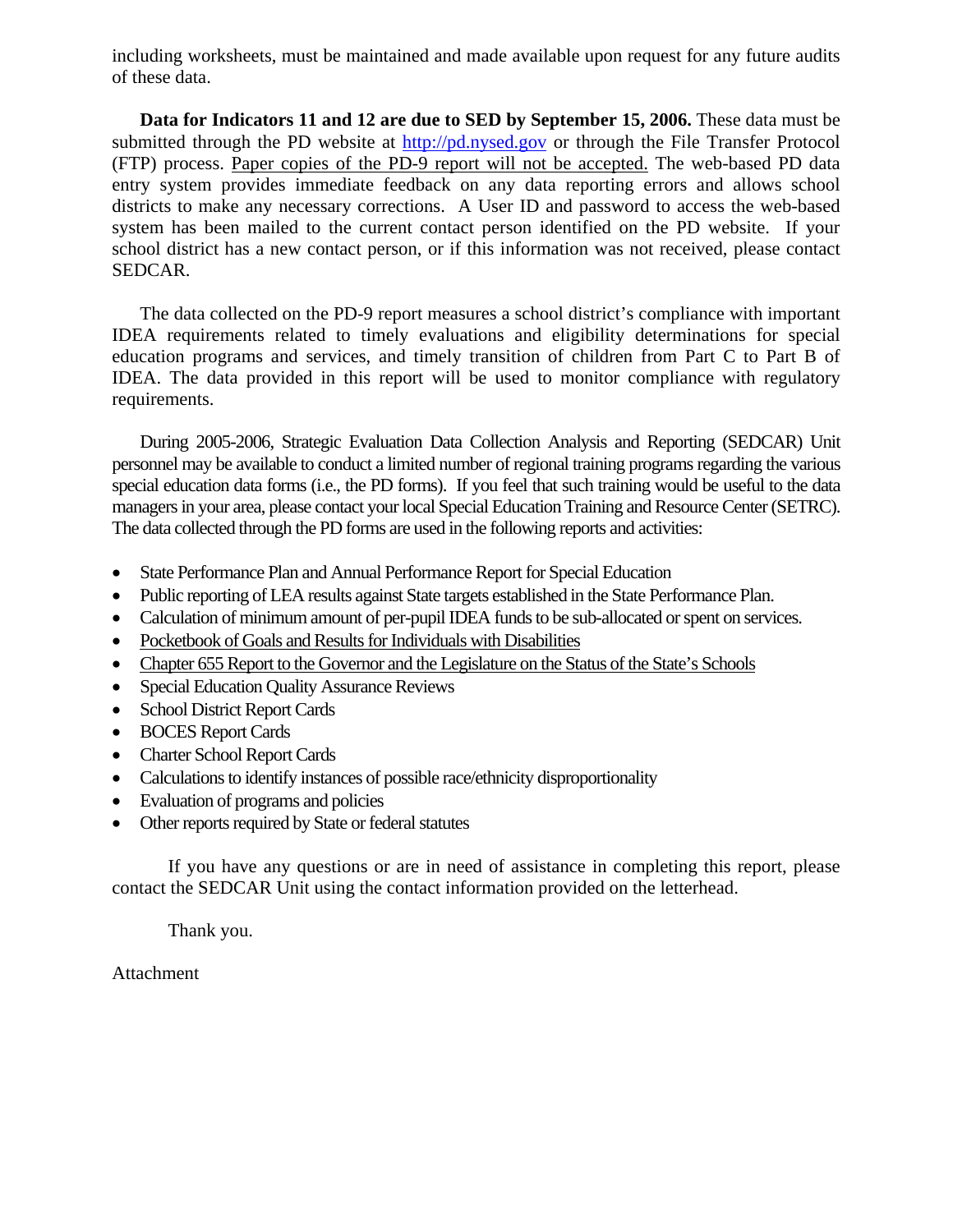including worksheets, must be maintained and made available upon request for any future audits of these data.

**Data for Indicators 11 and 12 are due to SED by September 15, 2006.** These data must be submitted through the PD website at http://pd.nysed.gov or through the File Transfer Protocol (FTP) process. Paper copies of the PD-9 report will not be accepted. The web-based PD data entry system provides immediate feedback on any data reporting errors and allows school districts to make any necessary corrections. A User ID and password to access the web-based system has been mailed to the current contact person identified on the PD website. If your school district has a new contact person, or if this information was not received, please contact SEDCAR.

The data collected on the PD-9 report measures a school district's compliance with important IDEA requirements related to timely evaluations and eligibility determinations for special education programs and services, and timely transition of children from Part C to Part B of IDEA. The data provided in this report will be used to monitor compliance with regulatory requirements.

During 2005-2006, Strategic Evaluation Data Collection Analysis and Reporting (SEDCAR) Unit personnel may be available to conduct a limited number of regional training programs regarding the various special education data forms (i.e., the PD forms). If you feel that such training would be useful to the data managers in your area, please contact your local Special Education Training and Resource Center (SETRC). The data collected through the PD forms are used in the following reports and activities:

- State Performance Plan and Annual Performance Report for Special Education
- Public reporting of LEA results against State targets established in the State Performance Plan.
- Calculation of minimum amount of per-pupil IDEA funds to be sub-allocated or spent on services.
- Pocketbook of Goals and Results for Individuals with Disabilities
- Chapter 655 Report to the Governor and the Legislature on the Status of the State's Schools
- Special Education Quality Assurance Reviews
- School District Report Cards
- BOCES Report Cards
- Charter School Report Cards
- Calculations to identify instances of possible race/ethnicity disproportionality
- Evaluation of programs and policies
- Other reports required by State or federal statutes

If you have any questions or are in need of assistance in completing this report, please contact the SEDCAR Unit using the contact information provided on the letterhead.

Thank you.

Attachment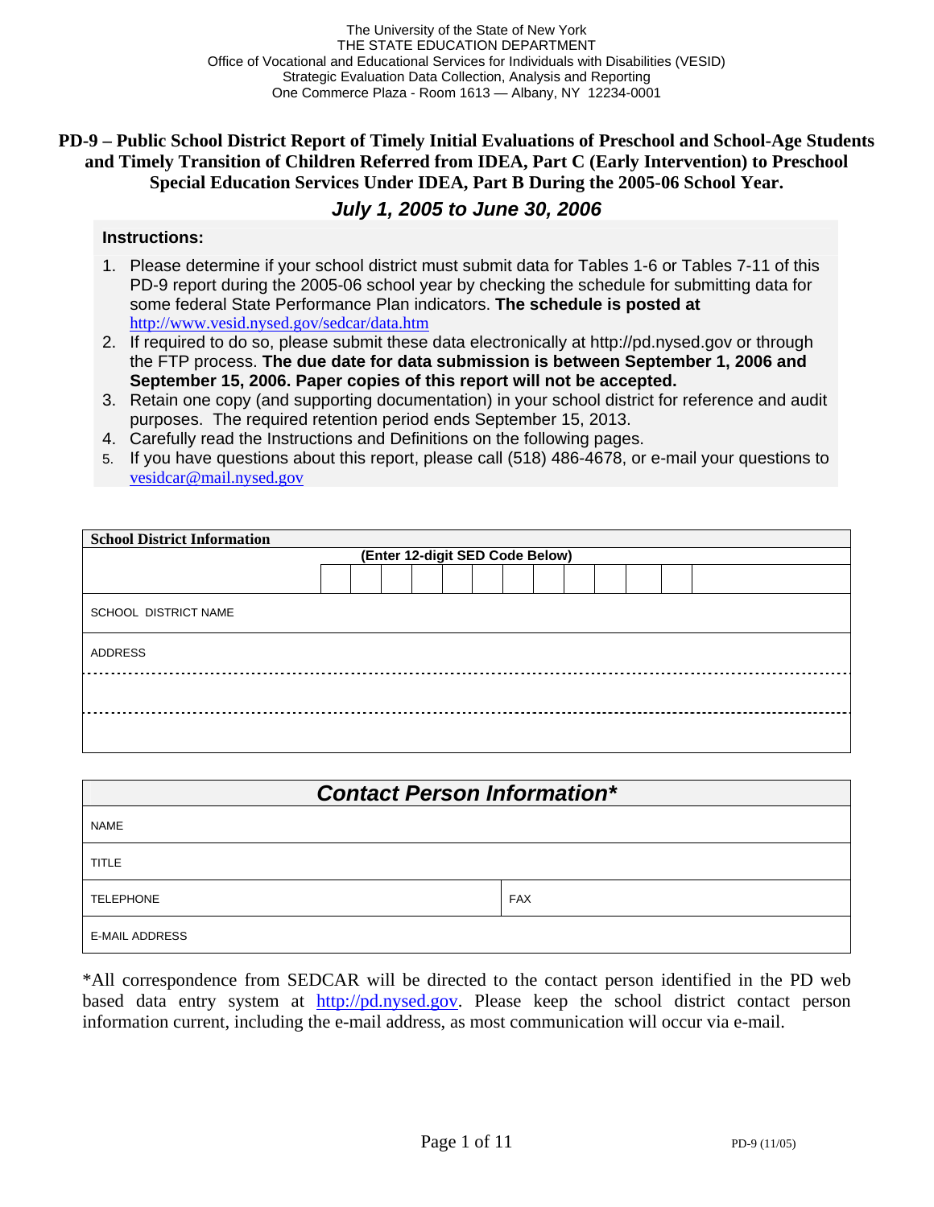The University of the State of New York
THE STATE EDUCATION DEPARTMENT
Office of Vocational and Educational Services for Individuals with Disabilities (VESID)
Strategic Evaluation Data Collection, Analysis and Reporting
One Commerce Plaza - Room 1613 — Albany, NY 12234-0001

# PD-9 – Public School District Report of Timely Initial Evaluations of Preschool and School-Age Students and Timely Transition of Children Referred from IDEA, Part C (Early Intervention) to Preschool Special Education Services Under IDEA, Part B During the 2005-06 School Year.

## *July 1, 2005 to June 30, 2006*

**Instructions:**

1. Please determine if your school district must submit data for Tables 1-6 or Tables 7-11 of this PD-9 report during the 2005-06 school year by checking the schedule for submitting data for some federal State Performance Plan indicators. **The schedule is posted at** http://www.vesid.nysed.gov/sedcar/data.htm
2. If required to do so, please submit these data electronically at http://pd.nysed.gov or through the FTP process. **The due date for data submission is between September 1, 2006 and September 15, 2006. Paper copies of this report will not be accepted.**
3. Retain one copy (and supporting documentation) in your school district for reference and audit purposes. The required retention period ends September 15, 2013.
4. Carefully read the Instructions and Definitions on the following pages.
5. If you have questions about this report, please call (518) 486-4678, or e-mail your questions to vesidcar@mail.nysed.gov

| **School District Information** | | | | | | | | | | | | | |
|---|---|---|---|---|---|---|---|---|---|---|---|---|---|
| | **(Enter 12-digit SED Code Below)** | | | | | | | | | | | | |
| | | | | | | | | | | | | | |
| SCHOOL DISTRICT NAME | | | | | | | | | | | | | |
| ADDRESS | | | | | | | | | | | | | |
| | | | | | | | | | | | | | |
| | | | | | | | | | | | | | |

| ***Contact Person Information**** | |
|---|---|
| NAME | |
| TITLE | |
| TELEPHONE | FAX |
| E-MAIL ADDRESS | |

*All correspondence from SEDCAR will be directed to the contact person identified in the PD web based data entry system at http://pd.nysed.gov. Please keep the school district contact person information current, including the e-mail address, as most communication will occur via e-mail.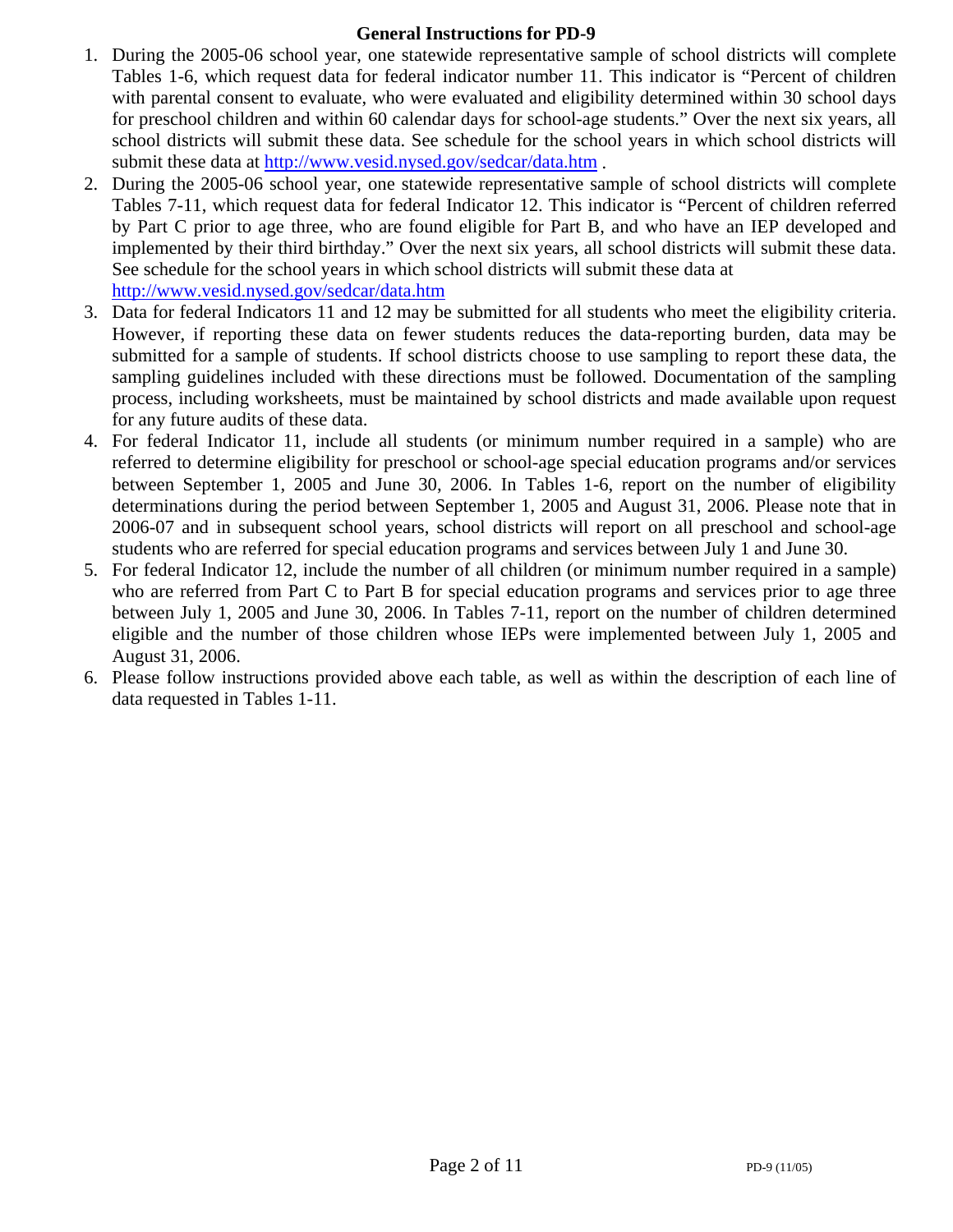# General Instructions for PD-9

1. During the 2005-06 school year, one statewide representative sample of school districts will complete Tables 1-6, which request data for federal indicator number 11. This indicator is "Percent of children with parental consent to evaluate, who were evaluated and eligibility determined within 30 school days for preschool children and within 60 calendar days for school-age students." Over the next six years, all school districts will submit these data. See schedule for the school years in which school districts will submit these data at http://www.vesid.nysed.gov/sedcar/data.htm .
2. During the 2005-06 school year, one statewide representative sample of school districts will complete Tables 7-11, which request data for federal Indicator 12. This indicator is "Percent of children referred by Part C prior to age three, who are found eligible for Part B, and who have an IEP developed and implemented by their third birthday." Over the next six years, all school districts will submit these data. See schedule for the school years in which school districts will submit these data at http://www.vesid.nysed.gov/sedcar/data.htm
3. Data for federal Indicators 11 and 12 may be submitted for all students who meet the eligibility criteria. However, if reporting these data on fewer students reduces the data-reporting burden, data may be submitted for a sample of students. If school districts choose to use sampling to report these data, the sampling guidelines included with these directions must be followed. Documentation of the sampling process, including worksheets, must be maintained by school districts and made available upon request for any future audits of these data.
4. For federal Indicator 11, include all students (or minimum number required in a sample) who are referred to determine eligibility for preschool or school-age special education programs and/or services between September 1, 2005 and June 30, 2006. In Tables 1-6, report on the number of eligibility determinations during the period between September 1, 2005 and August 31, 2006. Please note that in 2006-07 and in subsequent school years, school districts will report on all preschool and school-age students who are referred for special education programs and services between July 1 and June 30.
5. For federal Indicator 12, include the number of all children (or minimum number required in a sample) who are referred from Part C to Part B for special education programs and services prior to age three between July 1, 2005 and June 30, 2006. In Tables 7-11, report on the number of children determined eligible and the number of those children whose IEPs were implemented between July 1, 2005 and August 31, 2006.
6. Please follow instructions provided above each table, as well as within the description of each line of data requested in Tables 1-11.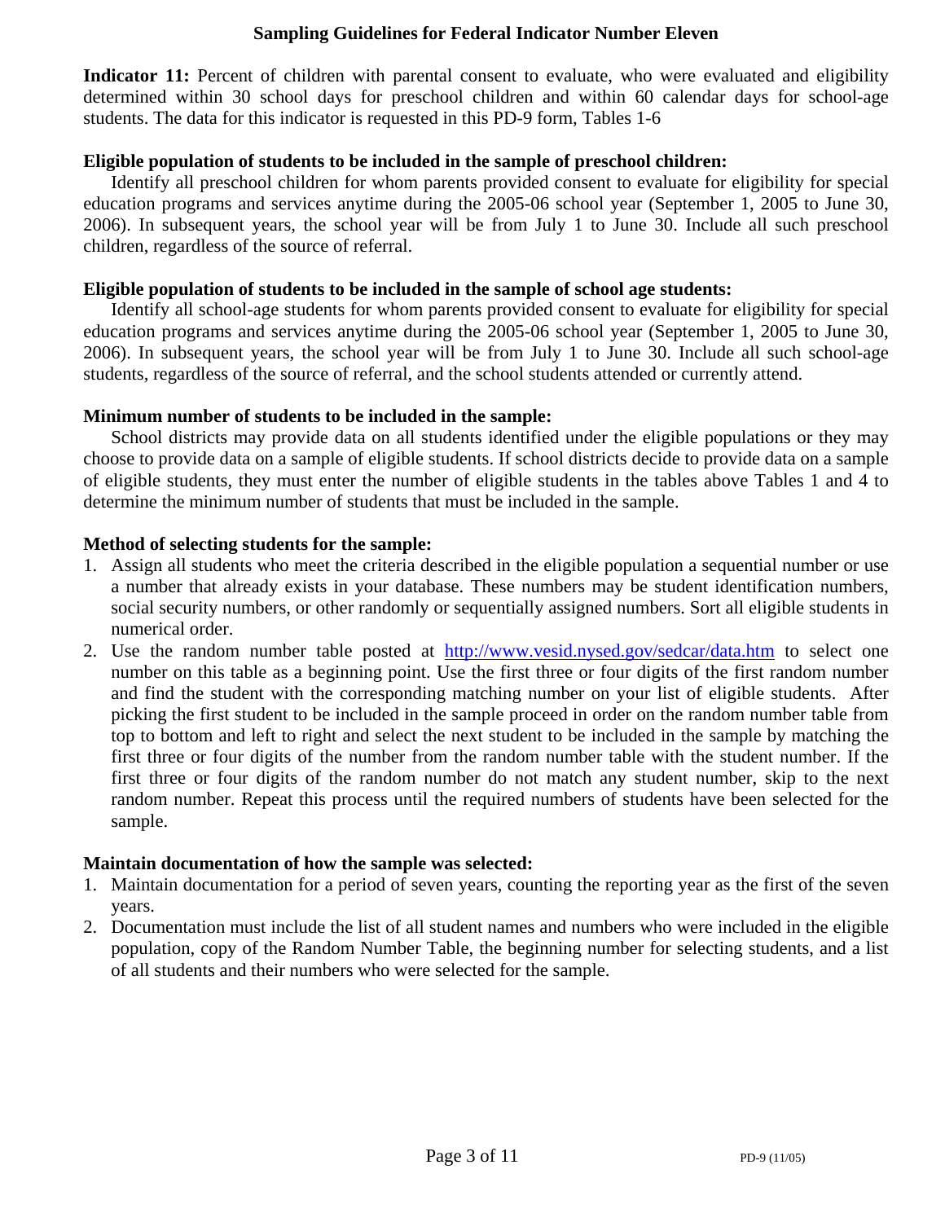## Sampling Guidelines for Federal Indicator Number Eleven

**Indicator 11:** Percent of children with parental consent to evaluate, who were evaluated and eligibility determined within 30 school days for preschool children and within 60 calendar days for school-age students. The data for this indicator is requested in this PD-9 form, Tables 1-6

**Eligible population of students to be included in the sample of preschool children:**

Identify all preschool children for whom parents provided consent to evaluate for eligibility for special education programs and services anytime during the 2005-06 school year (September 1, 2005 to June 30, 2006). In subsequent years, the school year will be from July 1 to June 30. Include all such preschool children, regardless of the source of referral.

**Eligible population of students to be included in the sample of school age students:**

Identify all school-age students for whom parents provided consent to evaluate for eligibility for special education programs and services anytime during the 2005-06 school year (September 1, 2005 to June 30, 2006). In subsequent years, the school year will be from July 1 to June 30. Include all such school-age students, regardless of the source of referral, and the school students attended or currently attend.

**Minimum number of students to be included in the sample:**

School districts may provide data on all students identified under the eligible populations or they may choose to provide data on a sample of eligible students. If school districts decide to provide data on a sample of eligible students, they must enter the number of eligible students in the tables above Tables 1 and 4 to determine the minimum number of students that must be included in the sample.

**Method of selecting students for the sample:**

1. Assign all students who meet the criteria described in the eligible population a sequential number or use a number that already exists in your database. These numbers may be student identification numbers, social security numbers, or other randomly or sequentially assigned numbers. Sort all eligible students in numerical order.
2. Use the random number table posted at http://www.vesid.nysed.gov/sedcar/data.htm to select one number on this table as a beginning point. Use the first three or four digits of the first random number and find the student with the corresponding matching number on your list of eligible students. After picking the first student to be included in the sample proceed in order on the random number table from top to bottom and left to right and select the next student to be included in the sample by matching the first three or four digits of the number from the random number table with the student number. If the first three or four digits of the random number do not match any student number, skip to the next random number. Repeat this process until the required numbers of students have been selected for the sample.

**Maintain documentation of how the sample was selected:**

1. Maintain documentation for a period of seven years, counting the reporting year as the first of the seven years.
2. Documentation must include the list of all student names and numbers who were included in the eligible population, copy of the Random Number Table, the beginning number for selecting students, and a list of all students and their numbers who were selected for the sample.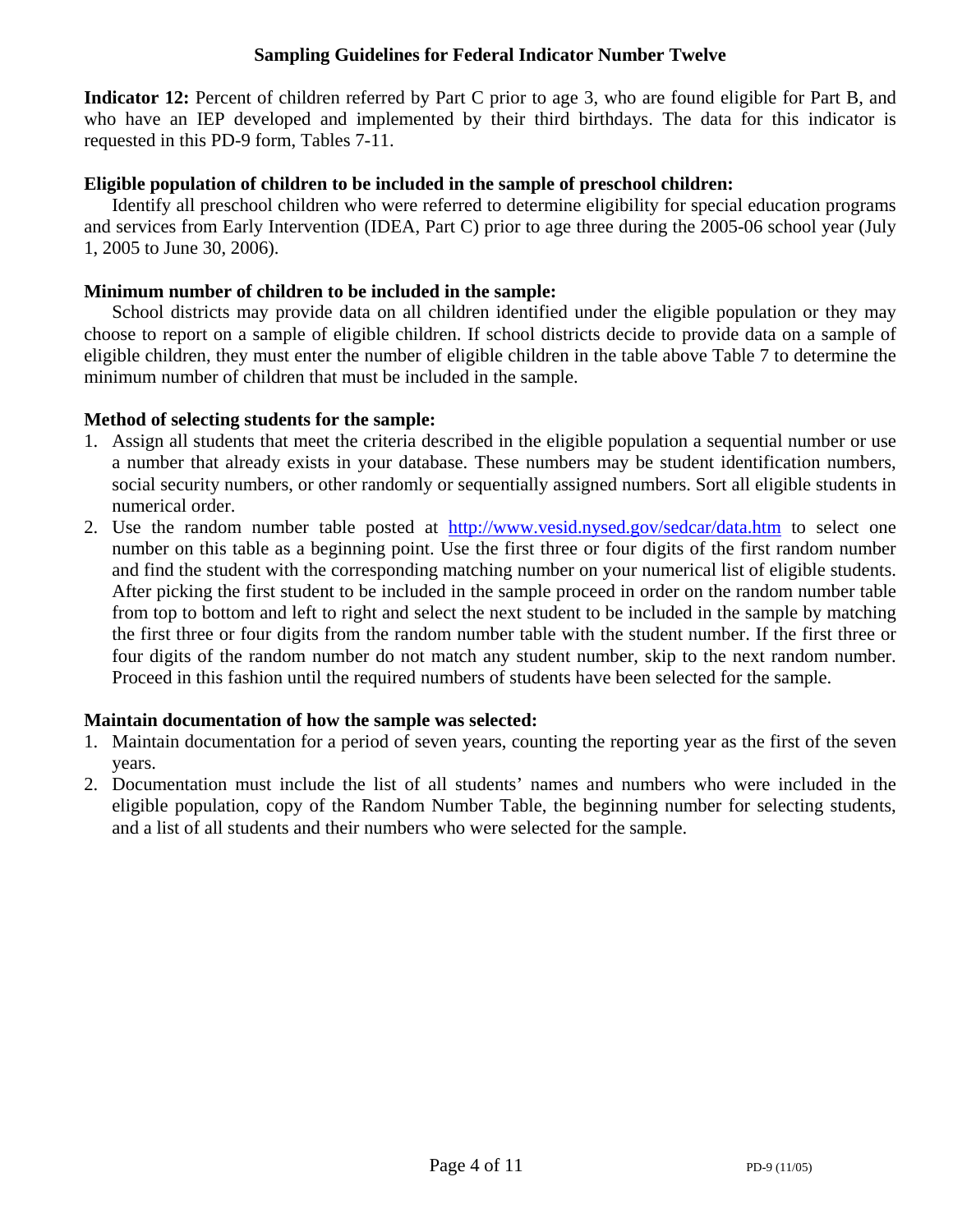## Sampling Guidelines for Federal Indicator Number Twelve

**Indicator 12:** Percent of children referred by Part C prior to age 3, who are found eligible for Part B, and who have an IEP developed and implemented by their third birthdays. The data for this indicator is requested in this PD-9 form, Tables 7-11.

**Eligible population of children to be included in the sample of preschool children:**

Identify all preschool children who were referred to determine eligibility for special education programs and services from Early Intervention (IDEA, Part C) prior to age three during the 2005-06 school year (July 1, 2005 to June 30, 2006).

**Minimum number of children to be included in the sample:**

School districts may provide data on all children identified under the eligible population or they may choose to report on a sample of eligible children. If school districts decide to provide data on a sample of eligible children, they must enter the number of eligible children in the table above Table 7 to determine the minimum number of children that must be included in the sample.

**Method of selecting students for the sample:**

1. Assign all students that meet the criteria described in the eligible population a sequential number or use a number that already exists in your database. These numbers may be student identification numbers, social security numbers, or other randomly or sequentially assigned numbers. Sort all eligible students in numerical order.
2. Use the random number table posted at http://www.vesid.nysed.gov/sedcar/data.htm to select one number on this table as a beginning point. Use the first three or four digits of the first random number and find the student with the corresponding matching number on your numerical list of eligible students. After picking the first student to be included in the sample proceed in order on the random number table from top to bottom and left to right and select the next student to be included in the sample by matching the first three or four digits from the random number table with the student number. If the first three or four digits of the random number do not match any student number, skip to the next random number. Proceed in this fashion until the required numbers of students have been selected for the sample.

**Maintain documentation of how the sample was selected:**

1. Maintain documentation for a period of seven years, counting the reporting year as the first of the seven years.
2. Documentation must include the list of all students' names and numbers who were included in the eligible population, copy of the Random Number Table, the beginning number for selecting students, and a list of all students and their numbers who were selected for the sample.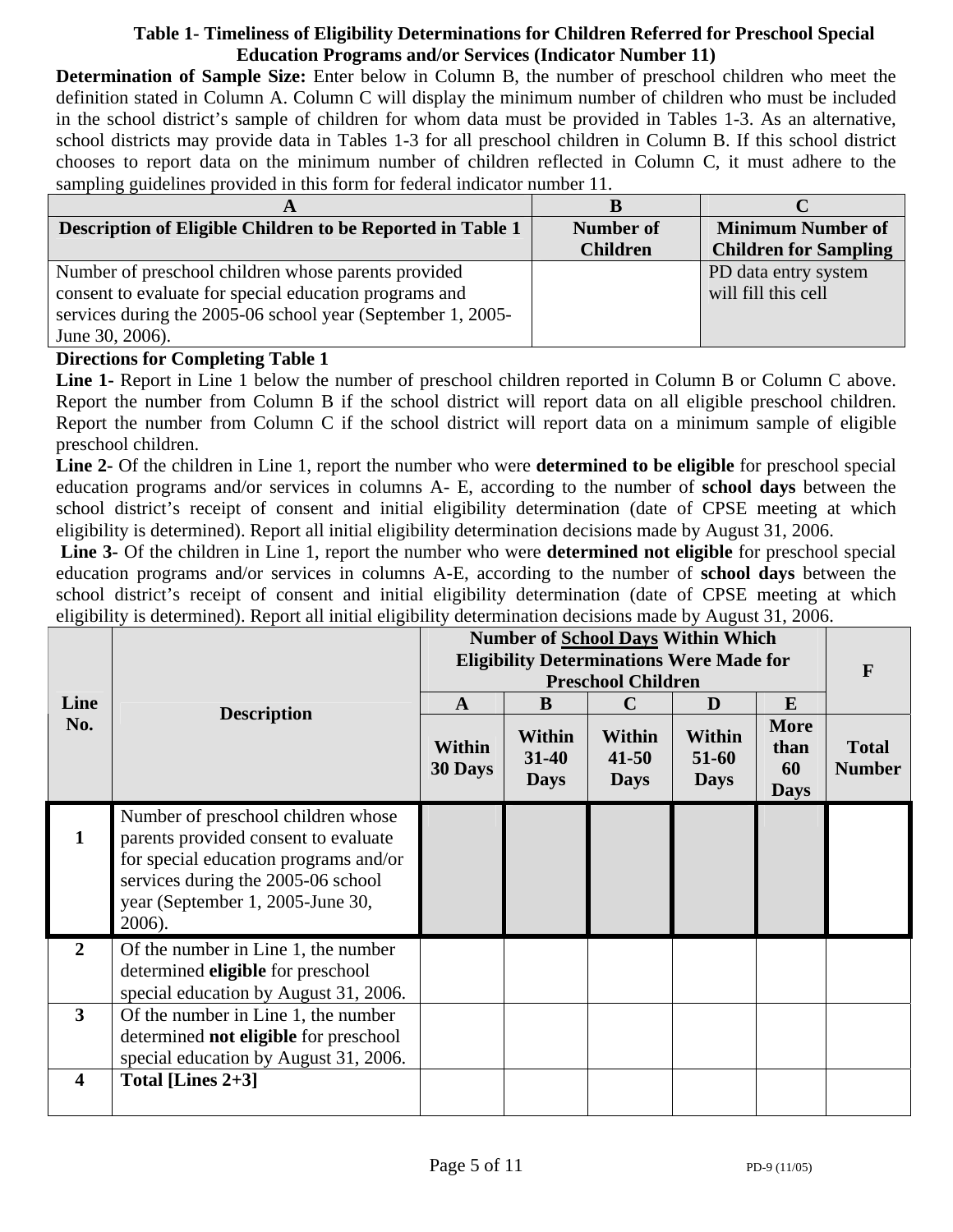### Table 1- Timeliness of Eligibility Determinations for Children Referred for Preschool Special Education Programs and/or Services (Indicator Number 11)

**Determination of Sample Size:** Enter below in Column B, the number of preschool children who meet the definition stated in Column A. Column C will display the minimum number of children who must be included in the school district's sample of children for whom data must be provided in Tables 1-3. As an alternative, school districts may provide data in Tables 1-3 for all preschool children in Column B. If this school district chooses to report data on the minimum number of children reflected in Column C, it must adhere to the sampling guidelines provided in this form for federal indicator number 11.

| A | B | C |
|---|---|---|
| **Description of Eligible Children to be Reported in Table 1** | **Number of Children** | **Minimum Number of Children for Sampling** |
| Number of preschool children whose parents provided consent to evaluate for special education programs and services during the 2005-06 school year (September 1, 2005-June 30, 2006). | | PD data entry system will fill this cell |

**Directions for Completing Table 1**

**Line 1-** Report in Line 1 below the number of preschool children reported in Column B or Column C above. Report the number from Column B if the school district will report data on all eligible preschool children. Report the number from Column C if the school district will report data on a minimum sample of eligible preschool children.

**Line 2-** Of the children in Line 1, report the number who were **determined to be eligible** for preschool special education programs and/or services in columns A- E, according to the number of **school days** between the school district's receipt of consent and initial eligibility determination (date of CPSE meeting at which eligibility is determined). Report all initial eligibility determination decisions made by August 31, 2006.

**Line 3-** Of the children in Line 1, report the number who were **determined not eligible** for preschool special education programs and/or services in columns A-E, according to the number of **school days** between the school district's receipt of consent and initial eligibility determination (date of CPSE meeting at which eligibility is determined). Report all initial eligibility determination decisions made by August 31, 2006.

| Line No. | Description | Number of School Days Within Which Eligibility Determinations Were Made for Preschool Children | | | | | F |
|---|---|---|---|---|---|---|---|
| | | A | B | C | D | E | |
| | | **Within 30 Days** | **Within 31-40 Days** | **Within 41-50 Days** | **Within 51-60 Days** | **More than 60 Days** | **Total Number** |
| **1** | Number of preschool children whose parents provided consent to evaluate for special education programs and/or services during the 2005-06 school year (September 1, 2005-June 30, 2006). | | | | | | |
| **2** | Of the number in Line 1, the number determined **eligible** for preschool special education by August 31, 2006. | | | | | | |
| **3** | Of the number in Line 1, the number determined **not eligible** for preschool special education by August 31, 2006. | | | | | | |
| **4** | **Total [Lines 2+3]** | | | | | | |

PD-9 (11/05)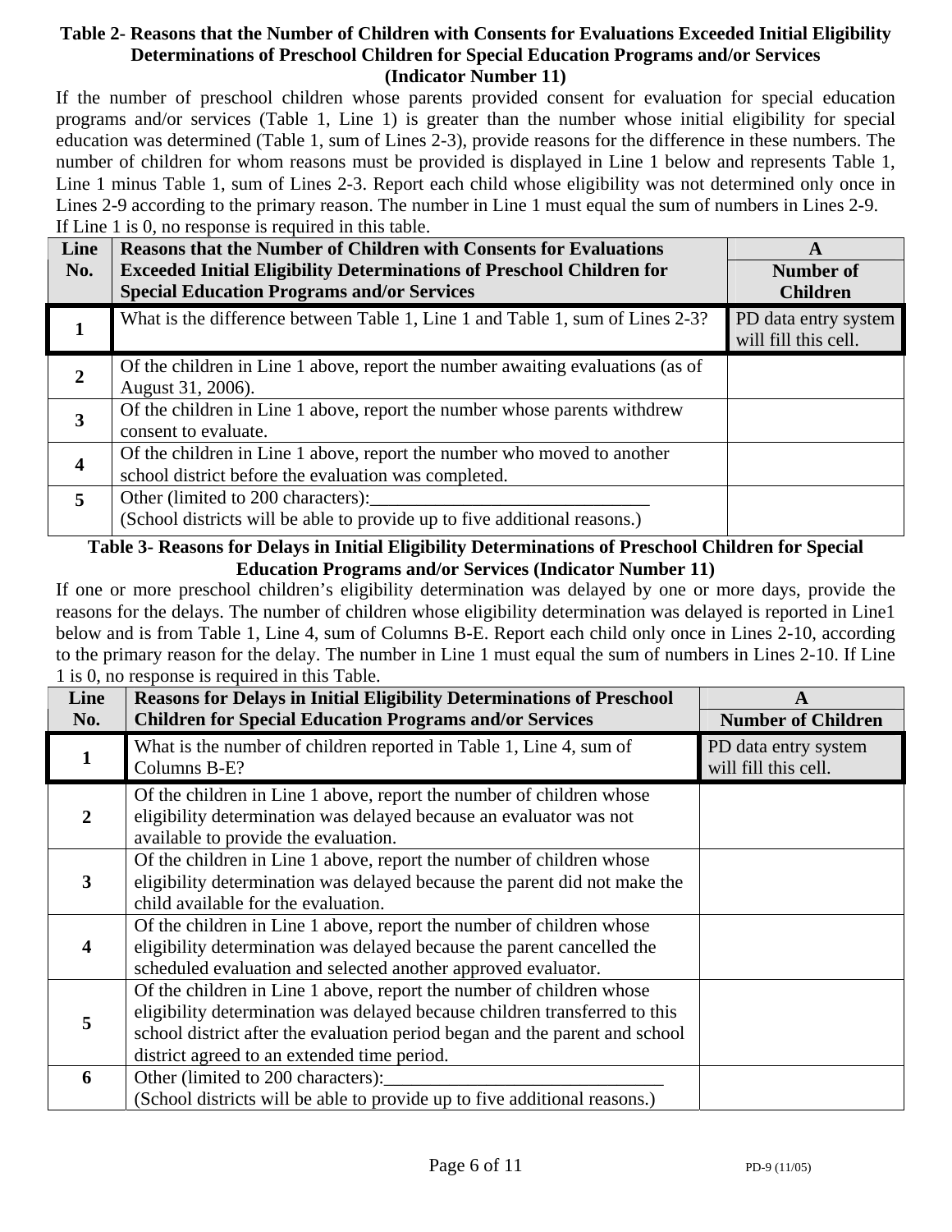### Table 2- Reasons that the Number of Children with Consents for Evaluations Exceeded Initial Eligibility Determinations of Preschool Children for Special Education Programs and/or Services (Indicator Number 11)

If the number of preschool children whose parents provided consent for evaluation for special education programs and/or services (Table 1, Line 1) is greater than the number whose initial eligibility for special education was determined (Table 1, sum of Lines 2-3), provide reasons for the difference in these numbers. The number of children for whom reasons must be provided is displayed in Line 1 below and represents Table 1, Line 1 minus Table 1, sum of Lines 2-3. Report each child whose eligibility was not determined only once in Lines 2-9 according to the primary reason. The number in Line 1 must equal the sum of numbers in Lines 2-9. If Line 1 is 0, no response is required in this table.

| Line No. | Reasons that the Number of Children with Consents for Evaluations Exceeded Initial Eligibility Determinations of Preschool Children for Special Education Programs and/or Services | A<br>Number of Children |
|---|---|---|
| 1 | What is the difference between Table 1, Line 1 and Table 1, sum of Lines 2-3? | PD data entry system will fill this cell. |
| 2 | Of the children in Line 1 above, report the number awaiting evaluations (as of August 31, 2006). | |
| 3 | Of the children in Line 1 above, report the number whose parents withdrew consent to evaluate. | |
| 4 | Of the children in Line 1 above, report the number who moved to another school district before the evaluation was completed. | |
| 5 | Other (limited to 200 characters):______________________________<br>(School districts will be able to provide up to five additional reasons.) | |

### Table 3- Reasons for Delays in Initial Eligibility Determinations of Preschool Children for Special Education Programs and/or Services (Indicator Number 11)

If one or more preschool children's eligibility determination was delayed by one or more days, provide the reasons for the delays. The number of children whose eligibility determination was delayed is reported in Line1 below and is from Table 1, Line 4, sum of Columns B-E. Report each child only once in Lines 2-10, according to the primary reason for the delay. The number in Line 1 must equal the sum of numbers in Lines 2-10. If Line 1 is 0, no response is required in this Table.

| Line No. | Reasons for Delays in Initial Eligibility Determinations of Preschool Children for Special Education Programs and/or Services | A<br>Number of Children |
|---|---|---|
| 1 | What is the number of children reported in Table 1, Line 4, sum of Columns B-E? | PD data entry system will fill this cell. |
| 2 | Of the children in Line 1 above, report the number of children whose eligibility determination was delayed because an evaluator was not available to provide the evaluation. | |
| 3 | Of the children in Line 1 above, report the number of children whose eligibility determination was delayed because the parent did not make the child available for the evaluation. | |
| 4 | Of the children in Line 1 above, report the number of children whose eligibility determination was delayed because the parent cancelled the scheduled evaluation and selected another approved evaluator. | |
| 5 | Of the children in Line 1 above, report the number of children whose eligibility determination was delayed because children transferred to this school district after the evaluation period began and the parent and school district agreed to an extended time period. | |
| 6 | Other (limited to 200 characters):______________________________<br>(School districts will be able to provide up to five additional reasons.) | |

PD-9 (11/05)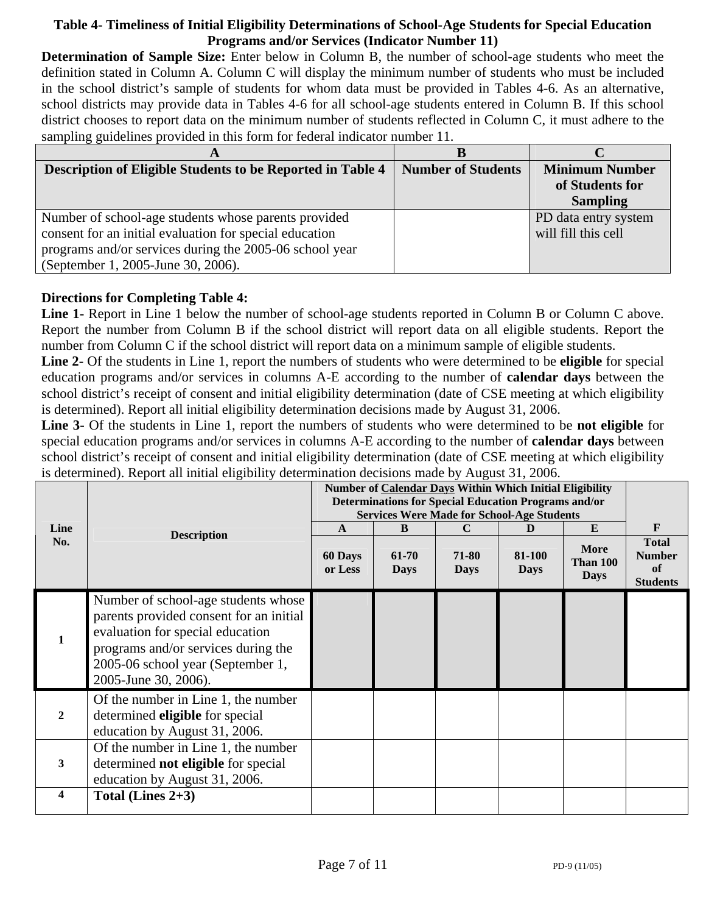### Table 4- Timeliness of Initial Eligibility Determinations of School-Age Students for Special Education Programs and/or Services (Indicator Number 11)

**Determination of Sample Size:** Enter below in Column B, the number of school-age students who meet the definition stated in Column A. Column C will display the minimum number of students who must be included in the school district's sample of students for whom data must be provided in Tables 4-6. As an alternative, school districts may provide data in Tables 4-6 for all school-age students entered in Column B. If this school district chooses to report data on the minimum number of students reflected in Column C, it must adhere to the sampling guidelines provided in this form for federal indicator number 11.

| A | B | C |
|---|---|---|
| **Description of Eligible Students to be Reported in Table 4** | **Number of Students** | **Minimum Number of Students for Sampling** |
| Number of school-age students whose parents provided consent for an initial evaluation for special education programs and/or services during the 2005-06 school year (September 1, 2005-June 30, 2006). | | PD data entry system will fill this cell |

**Directions for Completing Table 4:**

**Line 1-** Report in Line 1 below the number of school-age students reported in Column B or Column C above. Report the number from Column B if the school district will report data on all eligible students. Report the number from Column C if the school district will report data on a minimum sample of eligible students.

**Line 2-** Of the students in Line 1, report the numbers of students who were determined to be **eligible** for special education programs and/or services in columns A-E according to the number of **calendar days** between the school district's receipt of consent and initial eligibility determination (date of CSE meeting at which eligibility is determined). Report all initial eligibility determination decisions made by August 31, 2006.

**Line 3-** Of the students in Line 1, report the numbers of students who were determined to be **not eligible** for special education programs and/or services in columns A-E according to the number of **calendar days** between school district's receipt of consent and initial eligibility determination (date of CSE meeting at which eligibility is determined). Report all initial eligibility determination decisions made by August 31, 2006.

| Line No. | Description | Number of Calendar Days Within Which Initial Eligibility Determinations for Special Education Programs and/or Services Were Made for School-Age Students | | | | | |
|---|---|---|---|---|---|---|---|
| | | A | B | C | D | E | F |
| | | 60 Days or Less | 61-70 Days | 71-80 Days | 81-100 Days | More Than 100 Days | Total Number of Students |
| 1 | Number of school-age students whose parents provided consent for an initial evaluation for special education programs and/or services during the 2005-06 school year (September 1, 2005-June 30, 2006). | | | | | | |
| 2 | Of the number in Line 1, the number determined **eligible** for special education by August 31, 2006. | | | | | | |
| 3 | Of the number in Line 1, the number determined **not eligible** for special education by August 31, 2006. | | | | | | |
| 4 | **Total (Lines 2+3)** | | | | | | |

PD-9 (11/05)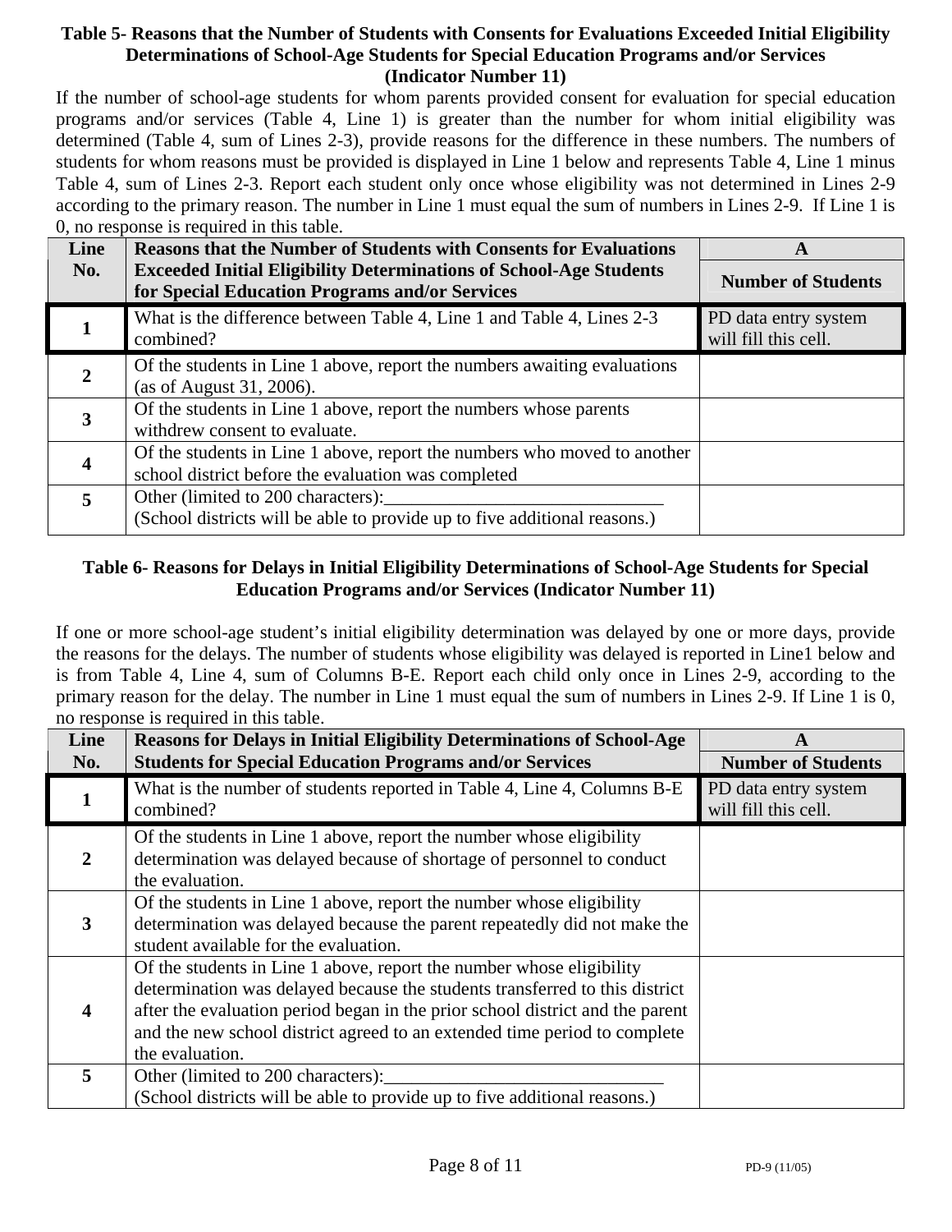### Table 5- Reasons that the Number of Students with Consents for Evaluations Exceeded Initial Eligibility Determinations of School-Age Students for Special Education Programs and/or Services (Indicator Number 11)

If the number of school-age students for whom parents provided consent for evaluation for special education programs and/or services (Table 4, Line 1) is greater than the number for whom initial eligibility was determined (Table 4, sum of Lines 2-3), provide reasons for the difference in these numbers. The numbers of students for whom reasons must be provided is displayed in Line 1 below and represents Table 4, Line 1 minus Table 4, sum of Lines 2-3. Report each student only once whose eligibility was not determined in Lines 2-9 according to the primary reason. The number in Line 1 must equal the sum of numbers in Lines 2-9. If Line 1 is 0, no response is required in this table.

| Line No. | Reasons that the Number of Students with Consents for Evaluations Exceeded Initial Eligibility Determinations of School-Age Students for Special Education Programs and/or Services | A |
|---|---|---|
| | | **Number of Students** |
| **1** | What is the difference between Table 4, Line 1 and Table 4, Lines 2-3 combined? | PD data entry system will fill this cell. |
| **2** | Of the students in Line 1 above, report the numbers awaiting evaluations (as of August 31, 2006). | |
| **3** | Of the students in Line 1 above, report the numbers whose parents withdrew consent to evaluate. | |
| **4** | Of the students in Line 1 above, report the numbers who moved to another school district before the evaluation was completed | |
| **5** | Other (limited to 200 characters):______________________________ (School districts will be able to provide up to five additional reasons.) | |

### Table 6- Reasons for Delays in Initial Eligibility Determinations of School-Age Students for Special Education Programs and/or Services (Indicator Number 11)

If one or more school-age student's initial eligibility determination was delayed by one or more days, provide the reasons for the delays. The number of students whose eligibility was delayed is reported in Line1 below and is from Table 4, Line 4, sum of Columns B-E. Report each child only once in Lines 2-9, according to the primary reason for the delay. The number in Line 1 must equal the sum of numbers in Lines 2-9. If Line 1 is 0, no response is required in this table.

| Line No. | Reasons for Delays in Initial Eligibility Determinations of School-Age Students for Special Education Programs and/or Services | A |
|---|---|---|
| | | **Number of Students** |
| **1** | What is the number of students reported in Table 4, Line 4, Columns B-E combined? | PD data entry system will fill this cell. |
| **2** | Of the students in Line 1 above, report the number whose eligibility determination was delayed because of shortage of personnel to conduct the evaluation. | |
| **3** | Of the students in Line 1 above, report the number whose eligibility determination was delayed because the parent repeatedly did not make the student available for the evaluation. | |
| **4** | Of the students in Line 1 above, report the number whose eligibility determination was delayed because the students transferred to this district after the evaluation period began in the prior school district and the parent and the new school district agreed to an extended time period to complete the evaluation. | |
| **5** | Other (limited to 200 characters):______________________________ (School districts will be able to provide up to five additional reasons.) | |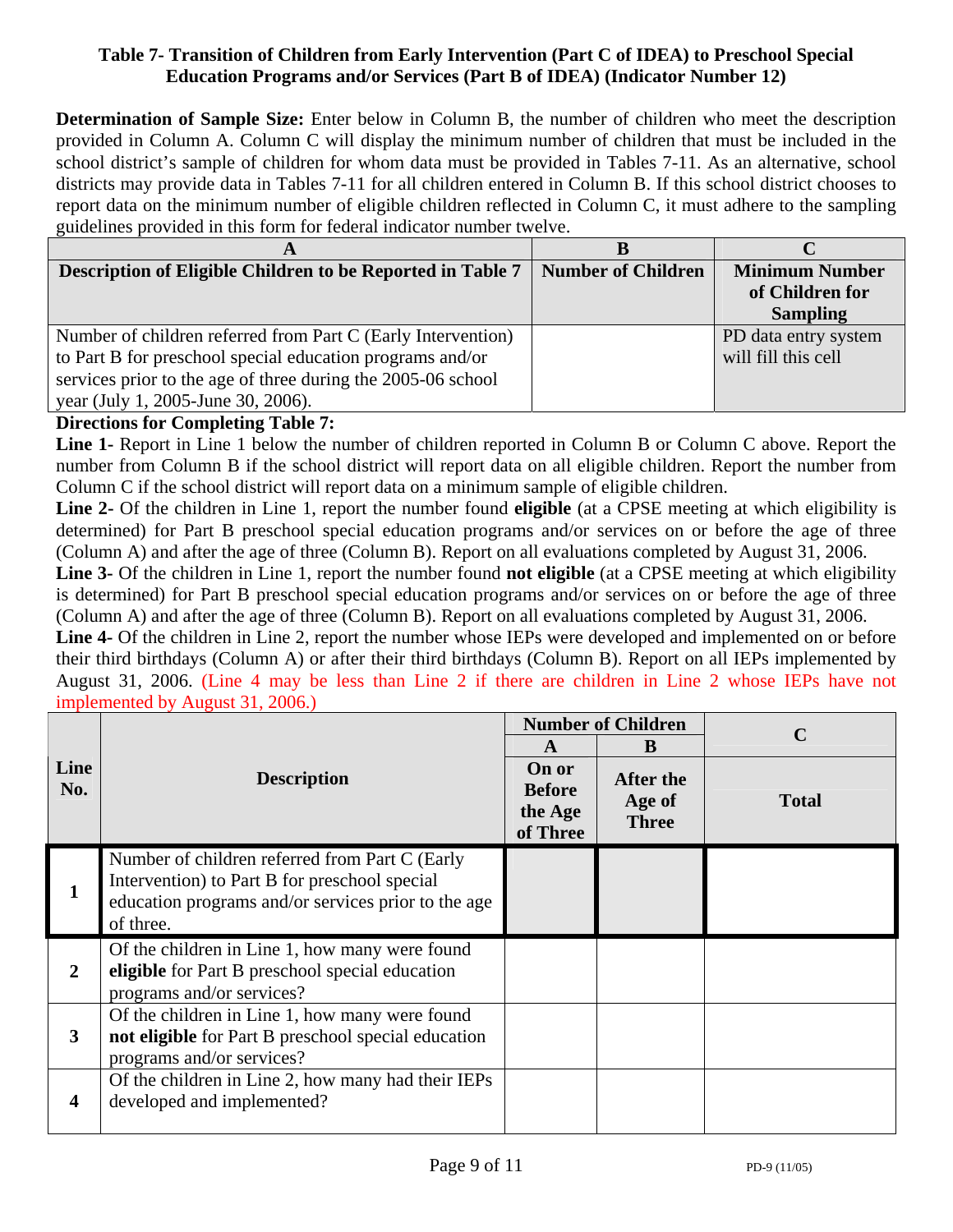### Table 7- Transition of Children from Early Intervention (Part C of IDEA) to Preschool Special Education Programs and/or Services (Part B of IDEA) (Indicator Number 12)

**Determination of Sample Size:** Enter below in Column B, the number of children who meet the description provided in Column A. Column C will display the minimum number of children that must be included in the school district's sample of children for whom data must be provided in Tables 7-11. As an alternative, school districts may provide data in Tables 7-11 for all children entered in Column B. If this school district chooses to report data on the minimum number of eligible children reflected in Column C, it must adhere to the sampling guidelines provided in this form for federal indicator number twelve.

| A | B | C |
|---|---|---|
| **Description of Eligible Children to be Reported in Table 7** | **Number of Children** | **Minimum Number of Children for Sampling** |
| Number of children referred from Part C (Early Intervention) to Part B for preschool special education programs and/or services prior to the age of three during the 2005-06 school year (July 1, 2005-June 30, 2006). | | PD data entry system will fill this cell |

**Directions for Completing Table 7:**

**Line 1-** Report in Line 1 below the number of children reported in Column B or Column C above. Report the number from Column B if the school district will report data on all eligible children. Report the number from Column C if the school district will report data on a minimum sample of eligible children.

**Line 2-** Of the children in Line 1, report the number found **eligible** (at a CPSE meeting at which eligibility is determined) for Part B preschool special education programs and/or services on or before the age of three (Column A) and after the age of three (Column B). Report on all evaluations completed by August 31, 2006.

**Line 3-** Of the children in Line 1, report the number found **not eligible** (at a CPSE meeting at which eligibility is determined) for Part B preschool special education programs and/or services on or before the age of three (Column A) and after the age of three (Column B). Report on all evaluations completed by August 31, 2006.

**Line 4-** Of the children in Line 2, report the number whose IEPs were developed and implemented on or before their third birthdays (Column A) or after their third birthdays (Column B). Report on all IEPs implemented by August 31, 2006. (Line 4 may be less than Line 2 if there are children in Line 2 whose IEPs have not implemented by August 31, 2006.)

| Line No. | Description | Number of Children | | C |
|---|---|---|---|---|
| | | A | B | |
| | | **On or Before the Age of Three** | **After the Age of Three** | **Total** |
| **1** | Number of children referred from Part C (Early Intervention) to Part B for preschool special education programs and/or services prior to the age of three. | | | |
| **2** | Of the children in Line 1, how many were found **eligible** for Part B preschool special education programs and/or services? | | | |
| **3** | Of the children in Line 1, how many were found **not eligible** for Part B preschool special education programs and/or services? | | | |
| **4** | Of the children in Line 2, how many had their IEPs developed and implemented? | | | |

PD-9 (11/05)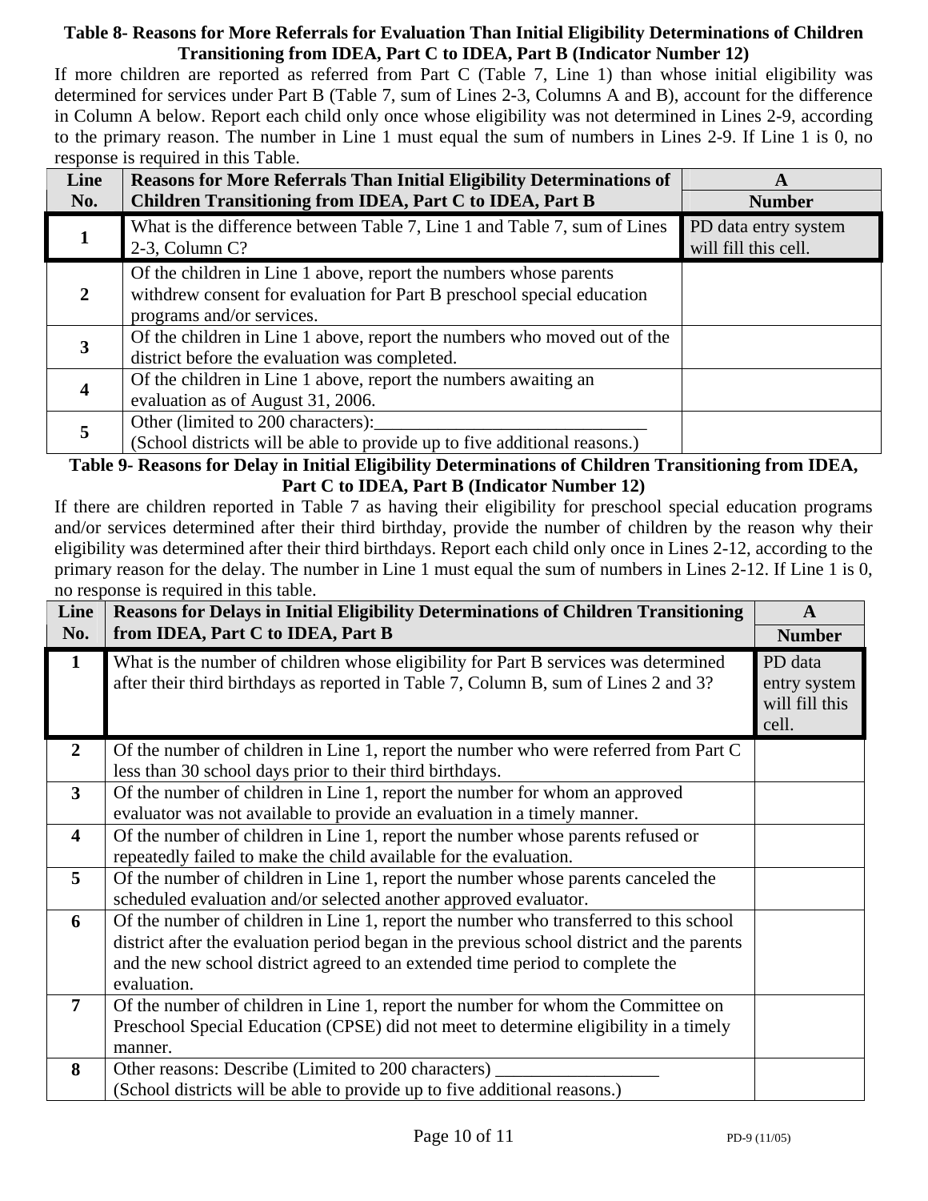**Table 8- Reasons for More Referrals for Evaluation Than Initial Eligibility Determinations of Children Transitioning from IDEA, Part C to IDEA, Part B (Indicator Number 12)**

If more children are reported as referred from Part C (Table 7, Line 1) than whose initial eligibility was determined for services under Part B (Table 7, sum of Lines 2-3, Columns A and B), account for the difference in Column A below. Report each child only once whose eligibility was not determined in Lines 2-9, according to the primary reason. The number in Line 1 must equal the sum of numbers in Lines 2-9. If Line 1 is 0, no response is required in this Table.

| Line No. | Reasons for More Referrals Than Initial Eligibility Determinations of Children Transitioning from IDEA, Part C to IDEA, Part B | A<br>Number |
|---|---|---|
| 1 | What is the difference between Table 7, Line 1 and Table 7, sum of Lines 2-3, Column C? | PD data entry system will fill this cell. |
| 2 | Of the children in Line 1 above, report the numbers whose parents withdrew consent for evaluation for Part B preschool special education programs and/or services. | |
| 3 | Of the children in Line 1 above, report the numbers who moved out of the district before the evaluation was completed. | |
| 4 | Of the children in Line 1 above, report the numbers awaiting an evaluation as of August 31, 2006. | |
| 5 | Other (limited to 200 characters):______________________________<br>(School districts will be able to provide up to five additional reasons.) | |

**Table 9- Reasons for Delay in Initial Eligibility Determinations of Children Transitioning from IDEA, Part C to IDEA, Part B (Indicator Number 12)**

If there are children reported in Table 7 as having their eligibility for preschool special education programs and/or services determined after their third birthday, provide the number of children by the reason why their eligibility was determined after their third birthdays. Report each child only once in Lines 2-12, according to the primary reason for the delay. The number in Line 1 must equal the sum of numbers in Lines 2-12. If Line 1 is 0, no response is required in this table.

| Line No. | Reasons for Delays in Initial Eligibility Determinations of Children Transitioning from IDEA, Part C to IDEA, Part B | A<br>Number |
|---|---|---|
| 1 | What is the number of children whose eligibility for Part B services was determined after their third birthdays as reported in Table 7, Column B, sum of Lines 2 and 3? | PD data entry system will fill this cell. |
| 2 | Of the number of children in Line 1, report the number who were referred from Part C less than 30 school days prior to their third birthdays. | |
| 3 | Of the number of children in Line 1, report the number for whom an approved evaluator was not available to provide an evaluation in a timely manner. | |
| 4 | Of the number of children in Line 1, report the number whose parents refused or repeatedly failed to make the child available for the evaluation. | |
| 5 | Of the number of children in Line 1, report the number whose parents canceled the scheduled evaluation and/or selected another approved evaluator. | |
| 6 | Of the number of children in Line 1, report the number who transferred to this school district after the evaluation period began in the previous school district and the parents and the new school district agreed to an extended time period to complete the evaluation. | |
| 7 | Of the number of children in Line 1, report the number for whom the Committee on Preschool Special Education (CPSE) did not meet to determine eligibility in a timely manner. | |
| 8 | Other reasons: Describe (Limited to 200 characters) __________________<br>(School districts will be able to provide up to five additional reasons.) | |

PD-9 (11/05)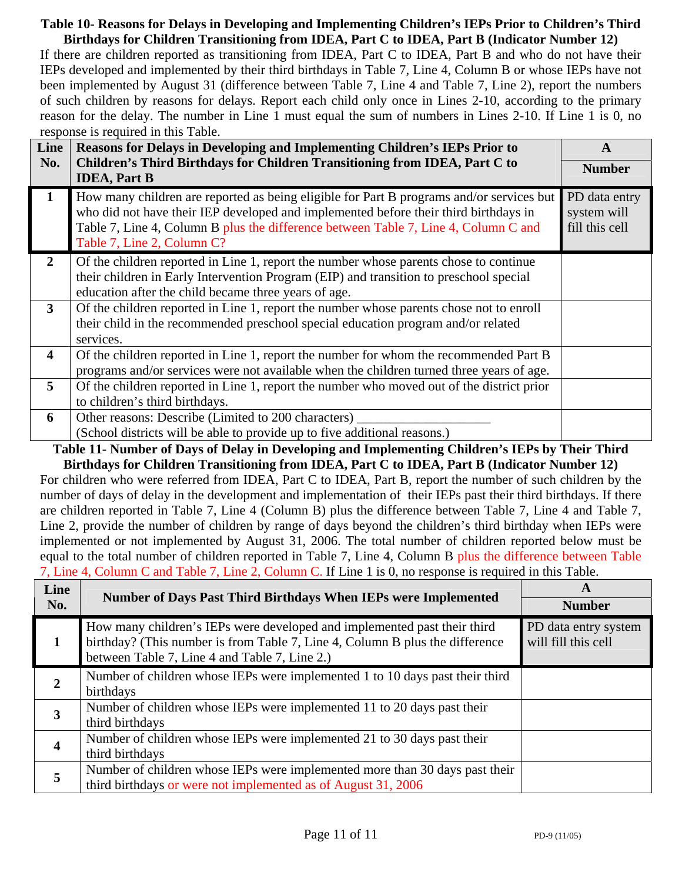**Table 10- Reasons for Delays in Developing and Implementing Children's IEPs Prior to Children's Third Birthdays for Children Transitioning from IDEA, Part C to IDEA, Part B (Indicator Number 12)**

If there are children reported as transitioning from IDEA, Part C to IDEA, Part B and who do not have their IEPs developed and implemented by their third birthdays in Table 7, Line 4, Column B or whose IEPs have not been implemented by August 31 (difference between Table 7, Line 4 and Table 7, Line 2), report the numbers of such children by reasons for delays. Report each child only once in Lines 2-10, according to the primary reason for the delay. The number in Line 1 must equal the sum of numbers in Lines 2-10. If Line 1 is 0, no response is required in this Table.

| Line No. | Reasons for Delays in Developing and Implementing Children's IEPs Prior to Children's Third Birthdays for Children Transitioning from IDEA, Part C to IDEA, Part B | A<br>Number |
|---|---|---|
| 1 | How many children are reported as being eligible for Part B programs and/or services but who did not have their IEP developed and implemented before their third birthdays in Table 7, Line 4, Column B plus the difference between Table 7, Line 4, Column C and Table 7, Line 2, Column C? | PD data entry system will fill this cell |
| 2 | Of the children reported in Line 1, report the number whose parents chose to continue their children in Early Intervention Program (EIP) and transition to preschool special education after the child became three years of age. | |
| 3 | Of the children reported in Line 1, report the number whose parents chose not to enroll their child in the recommended preschool special education program and/or related services. | |
| 4 | Of the children reported in Line 1, report the number for whom the recommended Part B programs and/or services were not available when the children turned three years of age. | |
| 5 | Of the children reported in Line 1, report the number who moved out of the district prior to children's third birthdays. | |
| 6 | Other reasons: Describe (Limited to 200 characters) ___________________<br>(School districts will be able to provide up to five additional reasons.) | |

**Table 11- Number of Days of Delay in Developing and Implementing Children's IEPs by Their Third Birthdays for Children Transitioning from IDEA, Part C to IDEA, Part B (Indicator Number 12)**

For children who were referred from IDEA, Part C to IDEA, Part B, report the number of such children by the number of days of delay in the development and implementation of their IEPs past their third birthdays. If there are children reported in Table 7, Line 4 (Column B) plus the difference between Table 7, Line 4 and Table 7, Line 2, provide the number of children by range of days beyond the children's third birthday when IEPs were implemented or not implemented by August 31, 2006. The total number of children reported below must be equal to the total number of children reported in Table 7, Line 4, Column B plus the difference between Table 7, Line 4, Column C and Table 7, Line 2, Column C. If Line 1 is 0, no response is required in this Table.

| Line No. | Number of Days Past Third Birthdays When IEPs were Implemented | A<br>Number |
|---|---|---|
| 1 | How many children's IEPs were developed and implemented past their third birthday? (This number is from Table 7, Line 4, Column B plus the difference between Table 7, Line 4 and Table 7, Line 2.) | PD data entry system will fill this cell |
| 2 | Number of children whose IEPs were implemented 1 to 10 days past their third birthdays | |
| 3 | Number of children whose IEPs were implemented 11 to 20 days past their third birthdays | |
| 4 | Number of children whose IEPs were implemented 21 to 30 days past their third birthdays | |
| 5 | Number of children whose IEPs were implemented more than 30 days past their third birthdays or were not implemented as of August 31, 2006 | |

PD-9 (11/05)